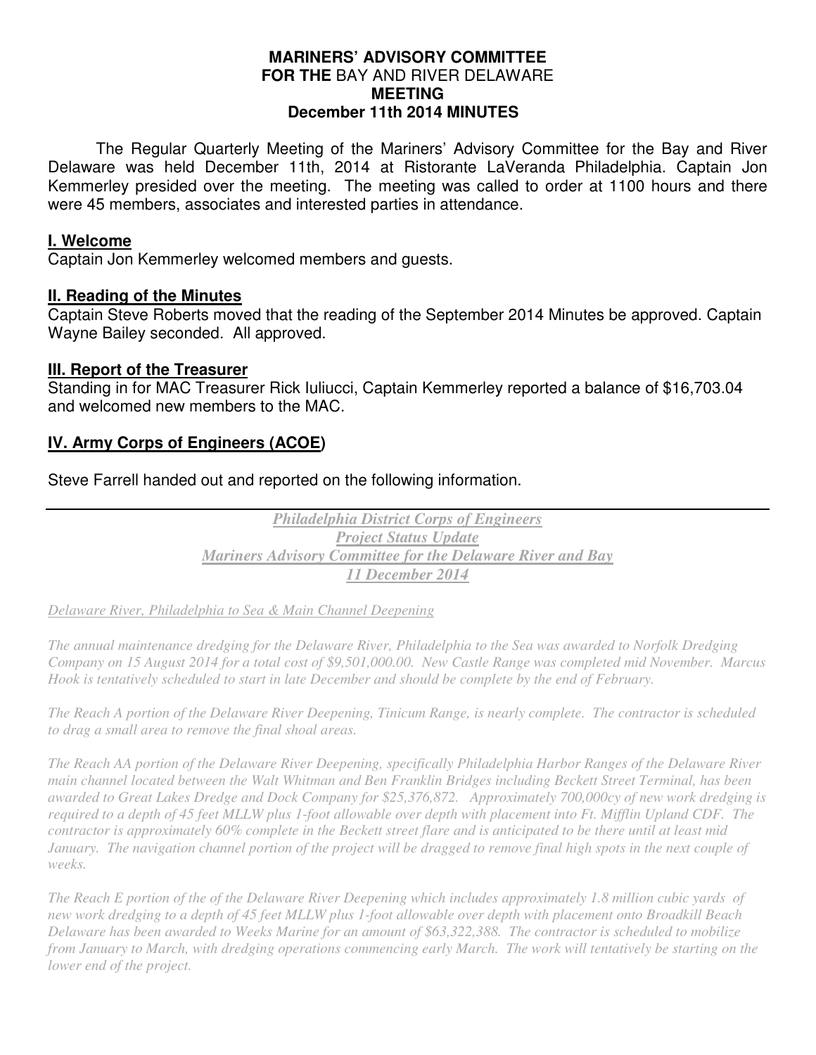**MARINERS' ADVISORY COMMITTEE**
**FOR THE** BAY AND RIVER DELAWARE
**MEETING**
**December 11th 2014 MINUTES**

The Regular Quarterly Meeting of the Mariners' Advisory Committee for the Bay and River Delaware was held December 11th, 2014 at Ristorante LaVeranda Philadelphia. Captain Jon Kemmerley presided over the meeting. The meeting was called to order at 1100 hours and there were 45 members, associates and interested parties in attendance.

## I. Welcome

Captain Jon Kemmerley welcomed members and guests.

## II. Reading of the Minutes

Captain Steve Roberts moved that the reading of the September 2014 Minutes be approved. Captain Wayne Bailey seconded. All approved.

## III. Report of the Treasurer

Standing in for MAC Treasurer Rick Iuliucci, Captain Kemmerley reported a balance of $16,703.04 and welcomed new members to the MAC.

## IV. Army Corps of Engineers (ACOE)

Steve Farrell handed out and reported on the following information.

---

***Philadelphia District Corps of Engineers***
***Project Status Update***
***Mariners Advisory Committee for the Delaware River and Bay***
***11 December 2014***

*Delaware River, Philadelphia to Sea & Main Channel Deepening*

*The annual maintenance dredging for the Delaware River, Philadelphia to the Sea was awarded to Norfolk Dredging Company on 15 August 2014 for a total cost of $9,501,000.00. New Castle Range was completed mid November. Marcus Hook is tentatively scheduled to start in late December and should be complete by the end of February.*

*The Reach A portion of the Delaware River Deepening, Tinicum Range, is nearly complete. The contractor is scheduled to drag a small area to remove the final shoal areas.*

*The Reach AA portion of the Delaware River Deepening, specifically Philadelphia Harbor Ranges of the Delaware River main channel located between the Walt Whitman and Ben Franklin Bridges including Beckett Street Terminal, has been awarded to Great Lakes Dredge and Dock Company for $25,376,872. Approximately 700,000cy of new work dredging is required to a depth of 45 feet MLLW plus 1-foot allowable over depth with placement into Ft. Mifflin Upland CDF. The contractor is approximately 60% complete in the Beckett street flare and is anticipated to be there until at least mid January. The navigation channel portion of the project will be dragged to remove final high spots in the next couple of weeks.*

*The Reach E portion of the of the Delaware River Deepening which includes approximately 1.8 million cubic yards of new work dredging to a depth of 45 feet MLLW plus 1-foot allowable over depth with placement onto Broadkill Beach Delaware has been awarded to Weeks Marine for an amount of $63,322,388. The contractor is scheduled to mobilize from January to March, with dredging operations commencing early March. The work will tentatively be starting on the lower end of the project.*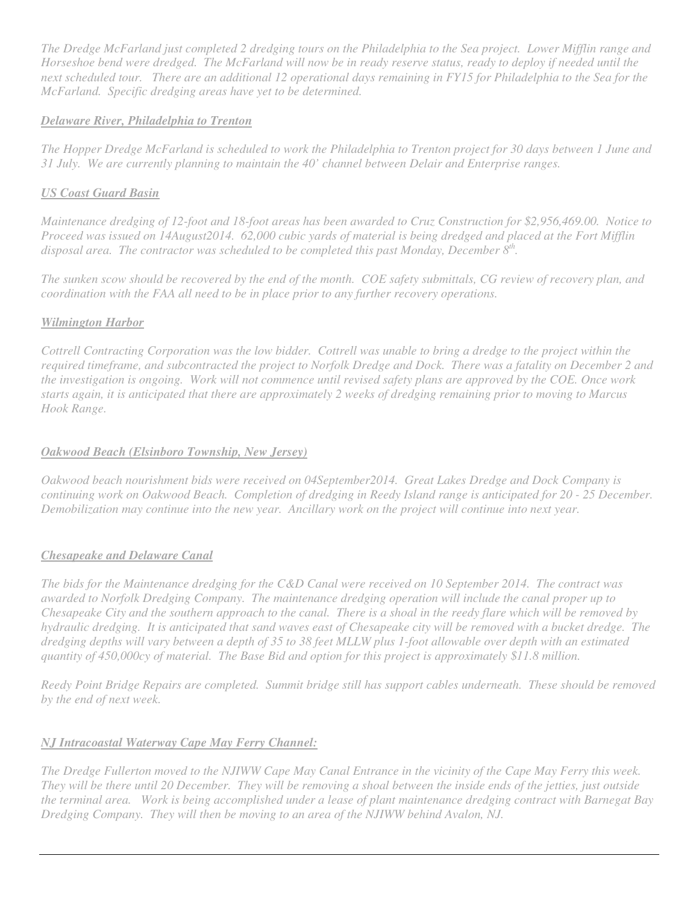*The Dredge McFarland just completed 2 dredging tours on the Philadelphia to the Sea project. Lower Mifflin range and Horseshoe bend were dredged. The McFarland will now be in ready reserve status, ready to deploy if needed until the next scheduled tour. There are an additional 12 operational days remaining in FY15 for Philadelphia to the Sea for the McFarland. Specific dredging areas have yet to be determined.*

***Delaware River, Philadelphia to Trenton***

*The Hopper Dredge McFarland is scheduled to work the Philadelphia to Trenton project for 30 days between 1 June and 31 July. We are currently planning to maintain the 40' channel between Delair and Enterprise ranges.*

***US Coast Guard Basin***

*Maintenance dredging of 12-foot and 18-foot areas has been awarded to Cruz Construction for $2,956,469.00. Notice to Proceed was issued on 14August2014. 62,000 cubic yards of material is being dredged and placed at the Fort Mifflin disposal area. The contractor was scheduled to be completed this past Monday, December 8th.*

*The sunken scow should be recovered by the end of the month. COE safety submittals, CG review of recovery plan, and coordination with the FAA all need to be in place prior to any further recovery operations.*

***Wilmington Harbor***

*Cottrell Contracting Corporation was the low bidder. Cottrell was unable to bring a dredge to the project within the required timeframe, and subcontracted the project to Norfolk Dredge and Dock. There was a fatality on December 2 and the investigation is ongoing. Work will not commence until revised safety plans are approved by the COE. Once work starts again, it is anticipated that there are approximately 2 weeks of dredging remaining prior to moving to Marcus Hook Range.*

***Oakwood Beach (Elsinboro Township, New Jersey)***

*Oakwood beach nourishment bids were received on 04September2014. Great Lakes Dredge and Dock Company is continuing work on Oakwood Beach. Completion of dredging in Reedy Island range is anticipated for 20 - 25 December. Demobilization may continue into the new year. Ancillary work on the project will continue into next year.*

***Chesapeake and Delaware Canal***

*The bids for the Maintenance dredging for the C&D Canal were received on 10 September 2014. The contract was awarded to Norfolk Dredging Company. The maintenance dredging operation will include the canal proper up to Chesapeake City and the southern approach to the canal. There is a shoal in the reedy flare which will be removed by hydraulic dredging. It is anticipated that sand waves east of Chesapeake city will be removed with a bucket dredge. The dredging depths will vary between a depth of 35 to 38 feet MLLW plus 1-foot allowable over depth with an estimated quantity of 450,000cy of material. The Base Bid and option for this project is approximately $11.8 million.*

*Reedy Point Bridge Repairs are completed. Summit bridge still has support cables underneath. These should be removed by the end of next week.*

***NJ Intracoastal Waterway Cape May Ferry Channel:***

*The Dredge Fullerton moved to the NJIWW Cape May Canal Entrance in the vicinity of the Cape May Ferry this week. They will be there until 20 December. They will be removing a shoal between the inside ends of the jetties, just outside the terminal area. Work is being accomplished under a lease of plant maintenance dredging contract with Barnegat Bay Dredging Company. They will then be moving to an area of the NJIWW behind Avalon, NJ.*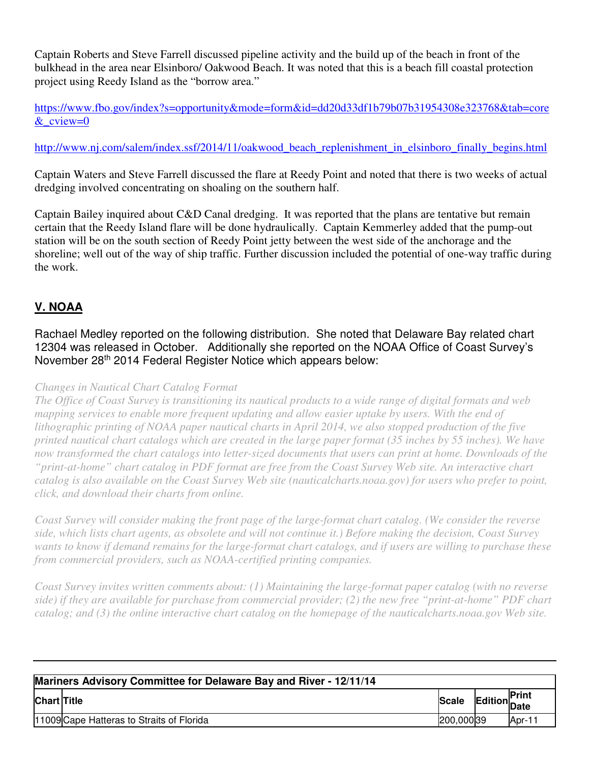Captain Roberts and Steve Farrell discussed pipeline activity and the build up of the beach in front of the bulkhead in the area near Elsinboro/ Oakwood Beach. It was noted that this is a beach fill coastal protection project using Reedy Island as the "borrow area."

https://www.fbo.gov/index?s=opportunity&mode=form&id=dd20d33df1b79b07b31954308e323768&tab=core&_cview=0

http://www.nj.com/salem/index.ssf/2014/11/oakwood_beach_replenishment_in_elsinboro_finally_begins.html

Captain Waters and Steve Farrell discussed the flare at Reedy Point and noted that there is two weeks of actual dredging involved concentrating on shoaling on the southern half.

Captain Bailey inquired about C&D Canal dredging. It was reported that the plans are tentative but remain certain that the Reedy Island flare will be done hydraulically. Captain Kemmerley added that the pump-out station will be on the south section of Reedy Point jetty between the west side of the anchorage and the shoreline; well out of the way of ship traffic. Further discussion included the potential of one-way traffic during the work.

## V. NOAA

Rachael Medley reported on the following distribution. She noted that Delaware Bay related chart 12304 was released in October. Additionally she reported on the NOAA Office of Coast Survey's November 28th 2014 Federal Register Notice which appears below:

*Changes in Nautical Chart Catalog Format*
*The Office of Coast Survey is transitioning its nautical products to a wide range of digital formats and web mapping services to enable more frequent updating and allow easier uptake by users. With the end of lithographic printing of NOAA paper nautical charts in April 2014, we also stopped production of the five printed nautical chart catalogs which are created in the large paper format (35 inches by 55 inches). We have now transformed the chart catalogs into letter-sized documents that users can print at home. Downloads of the "print-at-home" chart catalog in PDF format are free from the Coast Survey Web site. An interactive chart catalog is also available on the Coast Survey Web site (nauticalcharts.noaa.gov) for users who prefer to point, click, and download their charts from online.*

*Coast Survey will consider making the front page of the large-format chart catalog. (We consider the reverse side, which lists chart agents, as obsolete and will not continue it.) Before making the decision, Coast Survey wants to know if demand remains for the large-format chart catalogs, and if users are willing to purchase these from commercial providers, such as NOAA-certified printing companies.*

*Coast Survey invites written comments about: (1) Maintaining the large-format paper catalog (with no reverse side) if they are available for purchase from commercial provider; (2) the new free "print-at-home" PDF chart catalog; and (3) the online interactive chart catalog on the homepage of the nauticalcharts.noaa.gov Web site.*

| **Mariners Advisory Committee for Delaware Bay and River - 12/11/14** | | | | |
|---|---|---|---|---|
| **Chart** | **Title** | **Scale** | **Edition** | **Print Date** |
| 11009 | Cape Hatteras to Straits of Florida | 200,000 | 39 | Apr-11 |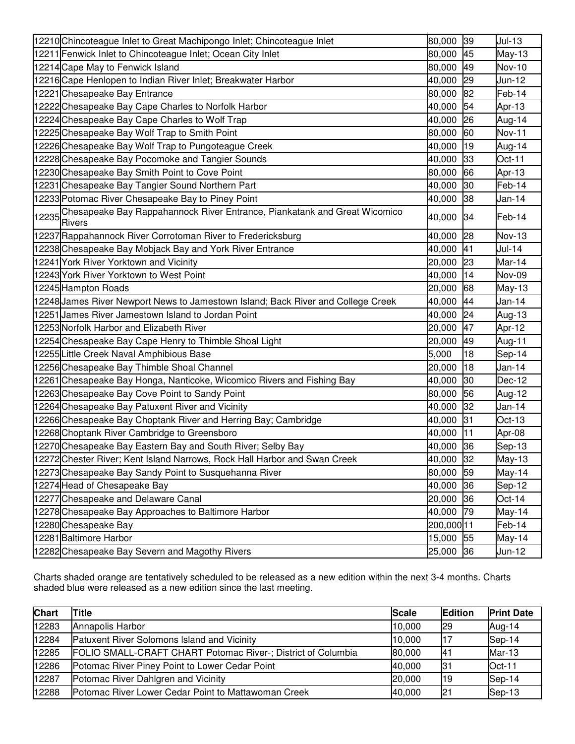| | | | | |
|---|---|---|---|---|
| 12210 | Chincoteague Inlet to Great Machipongo Inlet; Chincoteague Inlet | 80,000 | 39 | Jul-13 |
| 12211 | Fenwick Inlet to Chincoteague Inlet; Ocean City Inlet | 80,000 | 45 | May-13 |
| 12214 | Cape May to Fenwick Island | 80,000 | 49 | Nov-10 |
| 12216 | Cape Henlopen to Indian River Inlet; Breakwater Harbor | 40,000 | 29 | Jun-12 |
| 12221 | Chesapeake Bay Entrance | 80,000 | 82 | Feb-14 |
| 12222 | Chesapeake Bay Cape Charles to Norfolk Harbor | 40,000 | 54 | Apr-13 |
| 12224 | Chesapeake Bay Cape Charles to Wolf Trap | 40,000 | 26 | Aug-14 |
| 12225 | Chesapeake Bay Wolf Trap to Smith Point | 80,000 | 60 | Nov-11 |
| 12226 | Chesapeake Bay Wolf Trap to Pungoteague Creek | 40,000 | 19 | Aug-14 |
| 12228 | Chesapeake Bay Pocomoke and Tangier Sounds | 40,000 | 33 | Oct-11 |
| 12230 | Chesapeake Bay Smith Point to Cove Point | 80,000 | 66 | Apr-13 |
| 12231 | Chesapeake Bay Tangier Sound Northern Part | 40,000 | 30 | Feb-14 |
| 12233 | Potomac River Chesapeake Bay to Piney Point | 40,000 | 38 | Jan-14 |
| 12235 | Chesapeake Bay Rappahannock River Entrance, Piankatank and Great Wicomico Rivers | 40,000 | 34 | Feb-14 |
| 12237 | Rappahannock River Corrotoman River to Fredericksburg | 40,000 | 28 | Nov-13 |
| 12238 | Chesapeake Bay Mobjack Bay and York River Entrance | 40,000 | 41 | Jul-14 |
| 12241 | York River Yorktown and Vicinity | 20,000 | 23 | Mar-14 |
| 12243 | York River Yorktown to West Point | 40,000 | 14 | Nov-09 |
| 12245 | Hampton Roads | 20,000 | 68 | May-13 |
| 12248 | James River Newport News to Jamestown Island; Back River and College Creek | 40,000 | 44 | Jan-14 |
| 12251 | James River Jamestown Island to Jordan Point | 40,000 | 24 | Aug-13 |
| 12253 | Norfolk Harbor and Elizabeth River | 20,000 | 47 | Apr-12 |
| 12254 | Chesapeake Bay Cape Henry to Thimble Shoal Light | 20,000 | 49 | Aug-11 |
| 12255 | Little Creek Naval Amphibious Base | 5,000 | 18 | Sep-14 |
| 12256 | Chesapeake Bay Thimble Shoal Channel | 20,000 | 18 | Jan-14 |
| 12261 | Chesapeake Bay Honga, Nanticoke, Wicomico Rivers and Fishing Bay | 40,000 | 30 | Dec-12 |
| 12263 | Chesapeake Bay Cove Point to Sandy Point | 80,000 | 56 | Aug-12 |
| 12264 | Chesapeake Bay Patuxent River and Vicinity | 40,000 | 32 | Jan-14 |
| 12266 | Chesapeake Bay Choptank River and Herring Bay; Cambridge | 40,000 | 31 | Oct-13 |
| 12268 | Choptank River Cambridge to Greensboro | 40,000 | 11 | Apr-08 |
| 12270 | Chesapeake Bay Eastern Bay and South River; Selby Bay | 40,000 | 36 | Sep-13 |
| 12272 | Chester River; Kent Island Narrows, Rock Hall Harbor and Swan Creek | 40,000 | 32 | May-13 |
| 12273 | Chesapeake Bay Sandy Point to Susquehanna River | 80,000 | 59 | May-14 |
| 12274 | Head of Chesapeake Bay | 40,000 | 36 | Sep-12 |
| 12277 | Chesapeake and Delaware Canal | 20,000 | 36 | Oct-14 |
| 12278 | Chesapeake Bay Approaches to Baltimore Harbor | 40,000 | 79 | May-14 |
| 12280 | Chesapeake Bay | 200,000 | 11 | Feb-14 |
| 12281 | Baltimore Harbor | 15,000 | 55 | May-14 |
| 12282 | Chesapeake Bay Severn and Magothy Rivers | 25,000 | 36 | Jun-12 |

Charts shaded orange are tentatively scheduled to be released as a new edition within the next 3-4 months. Charts shaded blue were released as a new edition since the last meeting.

| Chart | Title | Scale | Edition | Print Date |
|---|---|---|---|---|
| 12283 | Annapolis Harbor | 10,000 | 29 | Aug-14 |
| 12284 | Patuxent River Solomons Island and Vicinity | 10,000 | 17 | Sep-14 |
| 12285 | FOLIO SMALL-CRAFT CHART Potomac River-; District of Columbia | 80,000 | 41 | Mar-13 |
| 12286 | Potomac River Piney Point to Lower Cedar Point | 40,000 | 31 | Oct-11 |
| 12287 | Potomac River Dahlgren and Vicinity | 20,000 | 19 | Sep-14 |
| 12288 | Potomac River Lower Cedar Point to Mattawoman Creek | 40,000 | 21 | Sep-13 |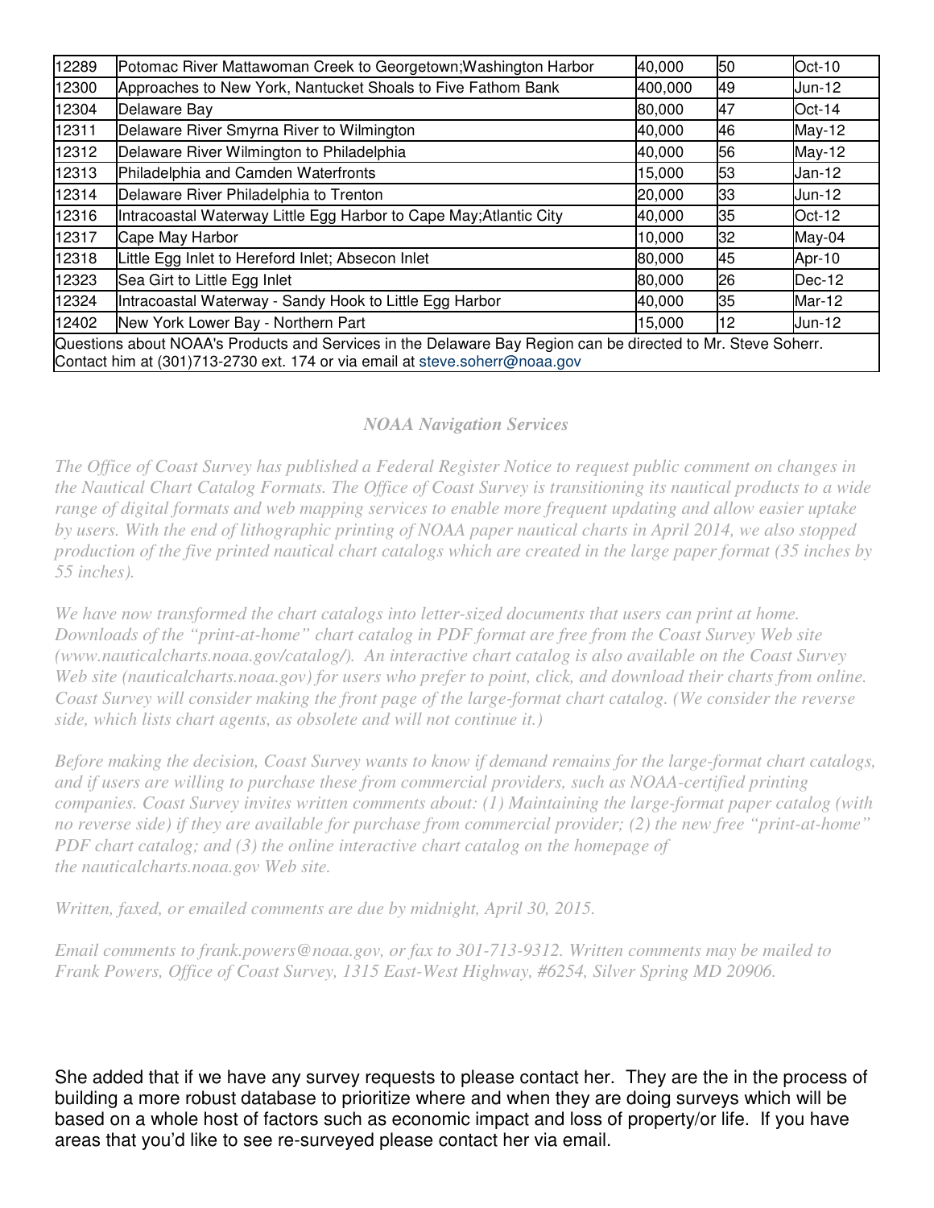| 12289 | Potomac River Mattawoman Creek to Georgetown;Washington Harbor | 40,000 | 50 | Oct-10 |
|---|---|---|---|---|
| 12300 | Approaches to New York, Nantucket Shoals to Five Fathom Bank | 400,000 | 49 | Jun-12 |
| 12304 | Delaware Bay | 80,000 | 47 | Oct-14 |
| 12311 | Delaware River Smyrna River to Wilmington | 40,000 | 46 | May-12 |
| 12312 | Delaware River Wilmington to Philadelphia | 40,000 | 56 | May-12 |
| 12313 | Philadelphia and Camden Waterfronts | 15,000 | 53 | Jan-12 |
| 12314 | Delaware River Philadelphia to Trenton | 20,000 | 33 | Jun-12 |
| 12316 | Intracoastal Waterway Little Egg Harbor to Cape May;Atlantic City | 40,000 | 35 | Oct-12 |
| 12317 | Cape May Harbor | 10,000 | 32 | May-04 |
| 12318 | Little Egg Inlet to Hereford Inlet; Absecon Inlet | 80,000 | 45 | Apr-10 |
| 12323 | Sea Girt to Little Egg Inlet | 80,000 | 26 | Dec-12 |
| 12324 | Intracoastal Waterway - Sandy Hook to Little Egg Harbor | 40,000 | 35 | Mar-12 |
| 12402 | New York Lower Bay - Northern Part | 15,000 | 12 | Jun-12 |
| Questions about NOAA's Products and Services in the Delaware Bay Region can be directed to Mr. Steve Soherr. Contact him at (301)713-2730 ext. 174 or via email at steve.soherr@noaa.gov | | | | |

### *NOAA Navigation Services*

*The Office of Coast Survey has published a Federal Register Notice to request public comment on changes in the Nautical Chart Catalog Formats. The Office of Coast Survey is transitioning its nautical products to a wide range of digital formats and web mapping services to enable more frequent updating and allow easier uptake by users. With the end of lithographic printing of NOAA paper nautical charts in April 2014, we also stopped production of the five printed nautical chart catalogs which are created in the large paper format (35 inches by 55 inches).*

*We have now transformed the chart catalogs into letter-sized documents that users can print at home. Downloads of the "print-at-home" chart catalog in PDF format are free from the Coast Survey Web site (www.nauticalcharts.noaa.gov/catalog/). An interactive chart catalog is also available on the Coast Survey Web site (nauticalcharts.noaa.gov) for users who prefer to point, click, and download their charts from online. Coast Survey will consider making the front page of the large-format chart catalog. (We consider the reverse side, which lists chart agents, as obsolete and will not continue it.)*

*Before making the decision, Coast Survey wants to know if demand remains for the large-format chart catalogs, and if users are willing to purchase these from commercial providers, such as NOAA-certified printing companies. Coast Survey invites written comments about: (1) Maintaining the large-format paper catalog (with no reverse side) if they are available for purchase from commercial provider; (2) the new free "print-at-home" PDF chart catalog; and (3) the online interactive chart catalog on the homepage of the nauticalcharts.noaa.gov Web site.*

*Written, faxed, or emailed comments are due by midnight, April 30, 2015.*

*Email comments to frank.powers@noaa.gov, or fax to 301-713-9312. Written comments may be mailed to Frank Powers, Office of Coast Survey, 1315 East-West Highway, #6254, Silver Spring MD 20906.*

She added that if we have any survey requests to please contact her. They are the in the process of building a more robust database to prioritize where and when they are doing surveys which will be based on a whole host of factors such as economic impact and loss of property/or life. If you have areas that you'd like to see re-surveyed please contact her via email.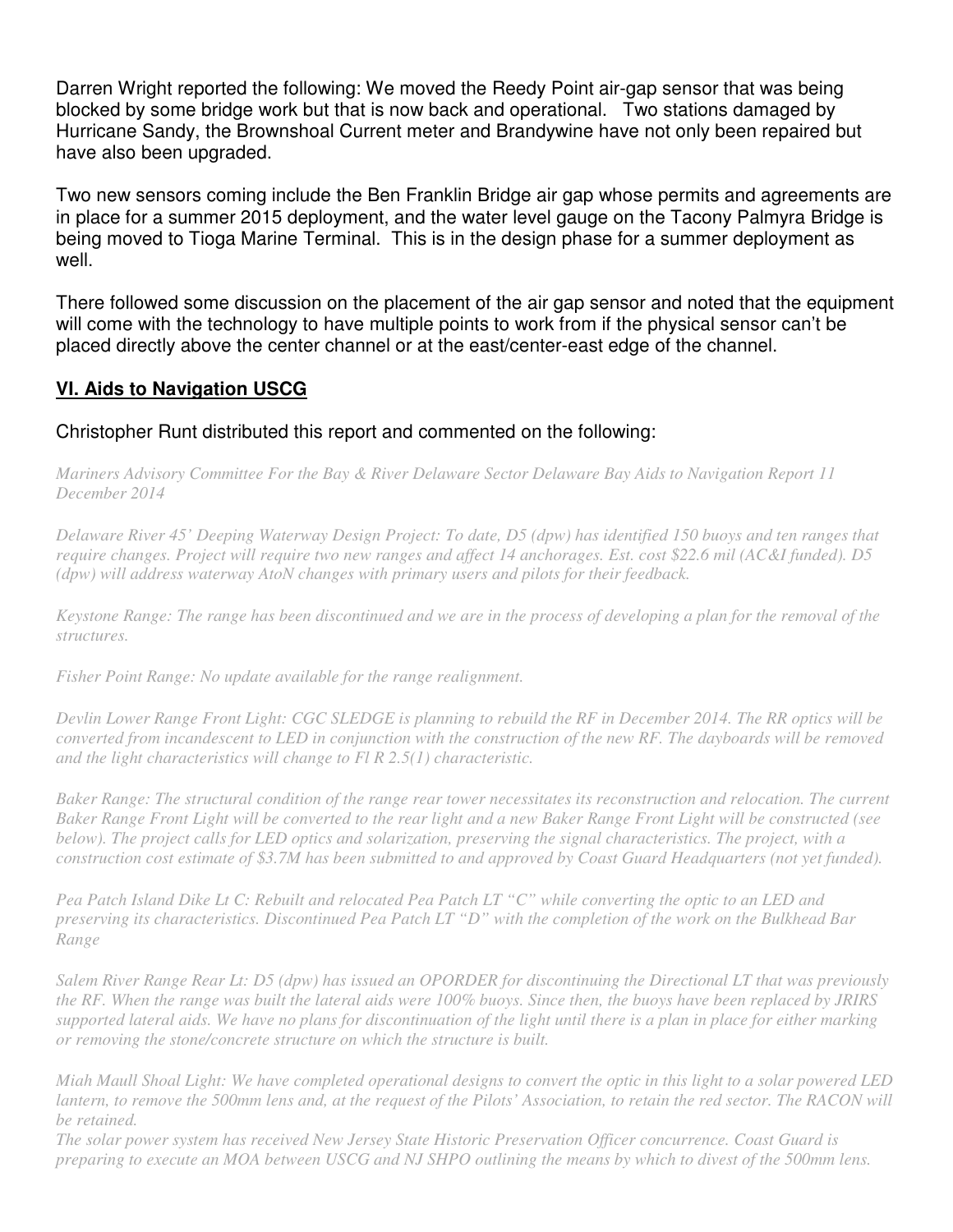Darren Wright reported the following: We moved the Reedy Point air-gap sensor that was being blocked by some bridge work but that is now back and operational. Two stations damaged by Hurricane Sandy, the Brownshoal Current meter and Brandywine have not only been repaired but have also been upgraded.

Two new sensors coming include the Ben Franklin Bridge air gap whose permits and agreements are in place for a summer 2015 deployment, and the water level gauge on the Tacony Palmyra Bridge is being moved to Tioga Marine Terminal. This is in the design phase for a summer deployment as well.

There followed some discussion on the placement of the air gap sensor and noted that the equipment will come with the technology to have multiple points to work from if the physical sensor can't be placed directly above the center channel or at the east/center-east edge of the channel.

## VI. Aids to Navigation USCG

Christopher Runt distributed this report and commented on the following:

*Mariners Advisory Committee For the Bay & River Delaware Sector Delaware Bay Aids to Navigation Report 11 December 2014*

*Delaware River 45' Deeping Waterway Design Project: To date, D5 (dpw) has identified 150 buoys and ten ranges that require changes. Project will require two new ranges and affect 14 anchorages. Est. cost $22.6 mil (AC&I funded). D5 (dpw) will address waterway AtoN changes with primary users and pilots for their feedback.*

*Keystone Range: The range has been discontinued and we are in the process of developing a plan for the removal of the structures.*

*Fisher Point Range: No update available for the range realignment.*

*Devlin Lower Range Front Light: CGC SLEDGE is planning to rebuild the RF in December 2014. The RR optics will be converted from incandescent to LED in conjunction with the construction of the new RF. The dayboards will be removed and the light characteristics will change to Fl R 2.5(1) characteristic.*

*Baker Range: The structural condition of the range rear tower necessitates its reconstruction and relocation. The current Baker Range Front Light will be converted to the rear light and a new Baker Range Front Light will be constructed (see below). The project calls for LED optics and solarization, preserving the signal characteristics. The project, with a construction cost estimate of $3.7M has been submitted to and approved by Coast Guard Headquarters (not yet funded).*

*Pea Patch Island Dike Lt C: Rebuilt and relocated Pea Patch LT "C" while converting the optic to an LED and preserving its characteristics. Discontinued Pea Patch LT "D" with the completion of the work on the Bulkhead Bar Range*

*Salem River Range Rear Lt: D5 (dpw) has issued an OPORDER for discontinuing the Directional LT that was previously the RF. When the range was built the lateral aids were 100% buoys. Since then, the buoys have been replaced by JRIRS supported lateral aids. We have no plans for discontinuation of the light until there is a plan in place for either marking or removing the stone/concrete structure on which the structure is built.*

*Miah Maull Shoal Light: We have completed operational designs to convert the optic in this light to a solar powered LED lantern, to remove the 500mm lens and, at the request of the Pilots' Association, to retain the red sector. The RACON will be retained.*
*The solar power system has received New Jersey State Historic Preservation Officer concurrence. Coast Guard is preparing to execute an MOA between USCG and NJ SHPO outlining the means by which to divest of the 500mm lens.*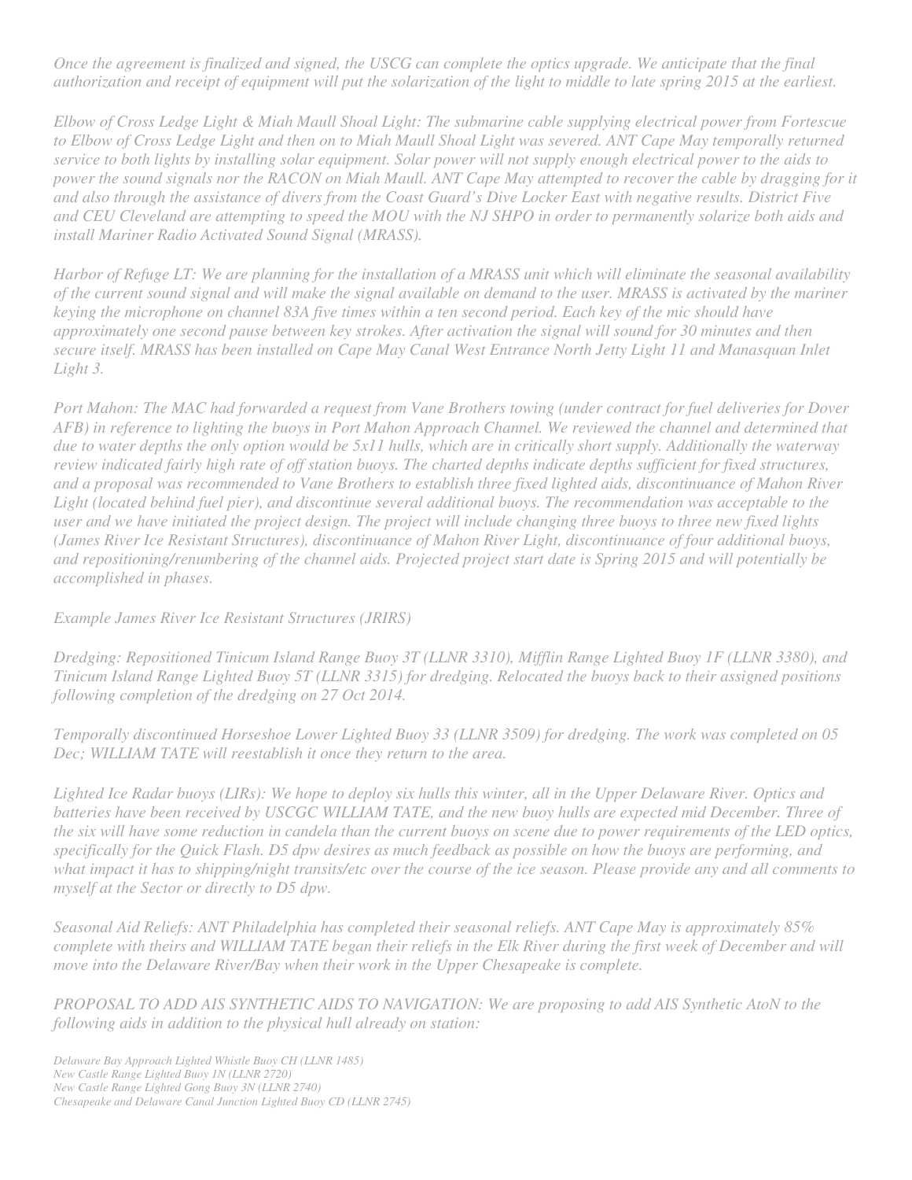*Once the agreement is finalized and signed, the USCG can complete the optics upgrade. We anticipate that the final authorization and receipt of equipment will put the solarization of the light to middle to late spring 2015 at the earliest.*

*Elbow of Cross Ledge Light & Miah Maull Shoal Light: The submarine cable supplying electrical power from Fortescue to Elbow of Cross Ledge Light and then on to Miah Maull Shoal Light was severed. ANT Cape May temporally returned service to both lights by installing solar equipment. Solar power will not supply enough electrical power to the aids to power the sound signals nor the RACON on Miah Maull. ANT Cape May attempted to recover the cable by dragging for it and also through the assistance of divers from the Coast Guard's Dive Locker East with negative results. District Five and CEU Cleveland are attempting to speed the MOU with the NJ SHPO in order to permanently solarize both aids and install Mariner Radio Activated Sound Signal (MRASS).*

*Harbor of Refuge LT: We are planning for the installation of a MRASS unit which will eliminate the seasonal availability of the current sound signal and will make the signal available on demand to the user. MRASS is activated by the mariner keying the microphone on channel 83A five times within a ten second period. Each key of the mic should have approximately one second pause between key strokes. After activation the signal will sound for 30 minutes and then secure itself. MRASS has been installed on Cape May Canal West Entrance North Jetty Light 11 and Manasquan Inlet Light 3.*

*Port Mahon: The MAC had forwarded a request from Vane Brothers towing (under contract for fuel deliveries for Dover AFB) in reference to lighting the buoys in Port Mahon Approach Channel. We reviewed the channel and determined that due to water depths the only option would be 5x11 hulls, which are in critically short supply. Additionally the waterway review indicated fairly high rate of off station buoys. The charted depths indicate depths sufficient for fixed structures, and a proposal was recommended to Vane Brothers to establish three fixed lighted aids, discontinuance of Mahon River Light (located behind fuel pier), and discontinue several additional buoys. The recommendation was acceptable to the user and we have initiated the project design. The project will include changing three buoys to three new fixed lights (James River Ice Resistant Structures), discontinuance of Mahon River Light, discontinuance of four additional buoys, and repositioning/renumbering of the channel aids. Projected project start date is Spring 2015 and will potentially be accomplished in phases.*

*Example James River Ice Resistant Structures (JRIRS)*

*Dredging: Repositioned Tinicum Island Range Buoy 3T (LLNR 3310), Mifflin Range Lighted Buoy 1F (LLNR 3380), and Tinicum Island Range Lighted Buoy 5T (LLNR 3315) for dredging. Relocated the buoys back to their assigned positions following completion of the dredging on 27 Oct 2014.*

*Temporally discontinued Horseshoe Lower Lighted Buoy 33 (LLNR 3509) for dredging. The work was completed on 05 Dec; WILLIAM TATE will reestablish it once they return to the area.*

*Lighted Ice Radar buoys (LIRs): We hope to deploy six hulls this winter, all in the Upper Delaware River. Optics and batteries have been received by USCGC WILLIAM TATE, and the new buoy hulls are expected mid December. Three of the six will have some reduction in candela than the current buoys on scene due to power requirements of the LED optics, specifically for the Quick Flash. D5 dpw desires as much feedback as possible on how the buoys are performing, and what impact it has to shipping/night transits/etc over the course of the ice season. Please provide any and all comments to myself at the Sector or directly to D5 dpw.*

*Seasonal Aid Reliefs: ANT Philadelphia has completed their seasonal reliefs. ANT Cape May is approximately 85% complete with theirs and WILLIAM TATE began their reliefs in the Elk River during the first week of December and will move into the Delaware River/Bay when their work in the Upper Chesapeake is complete.*

*PROPOSAL TO ADD AIS SYNTHETIC AIDS TO NAVIGATION: We are proposing to add AIS Synthetic AtoN to the following aids in addition to the physical hull already on station:*

*Delaware Bay Approach Lighted Whistle Buoy CH (LLNR 1485)*
*New Castle Range Lighted Buoy 1N (LLNR 2720)*
*New Castle Range Lighted Gong Buoy 3N (LLNR 2740)*
*Chesapeake and Delaware Canal Junction Lighted Buoy CD (LLNR 2745)*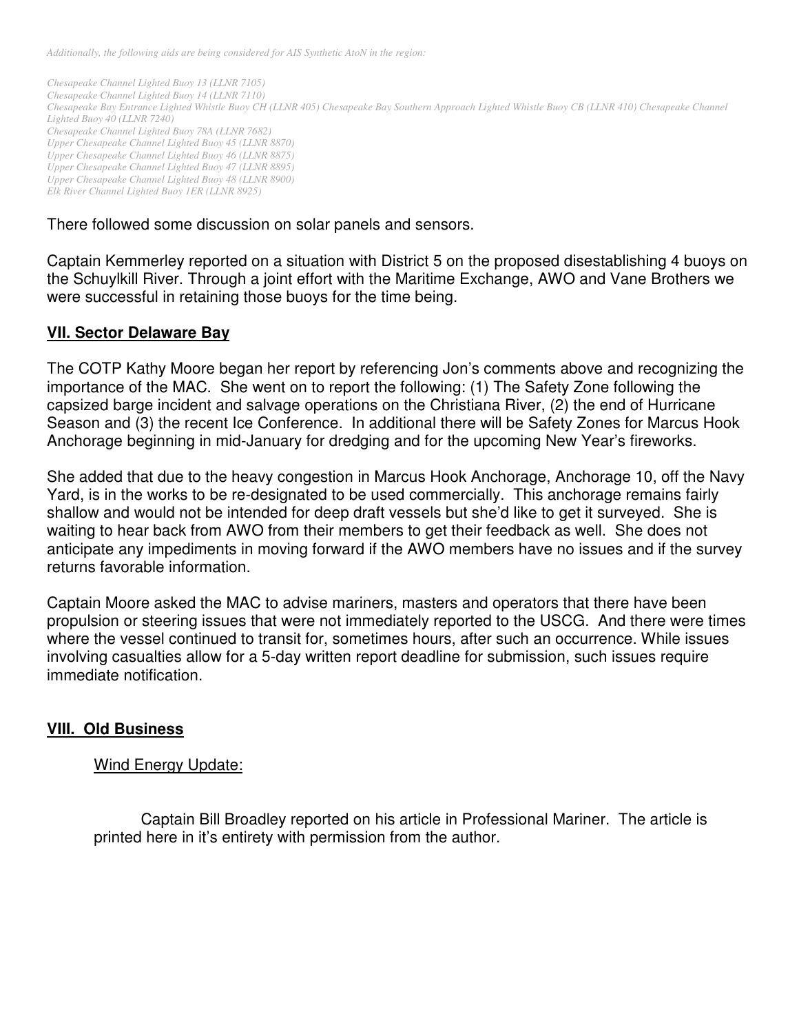*Additionally, the following aids are being considered for AIS Synthetic AtoN in the region:*

*Chesapeake Channel Lighted Buoy 13 (LLNR 7105)*
*Chesapeake Channel Lighted Buoy 14 (LLNR 7110)*
*Chesapeake Bay Entrance Lighted Whistle Buoy CH (LLNR 405) Chesapeake Bay Southern Approach Lighted Whistle Buoy CB (LLNR 410) Chesapeake Channel Lighted Buoy 40 (LLNR 7240)*
*Chesapeake Channel Lighted Buoy 78A (LLNR 7682)*
*Upper Chesapeake Channel Lighted Buoy 45 (LLNR 8870)*
*Upper Chesapeake Channel Lighted Buoy 46 (LLNR 8875)*
*Upper Chesapeake Channel Lighted Buoy 47 (LLNR 8895)*
*Upper Chesapeake Channel Lighted Buoy 48 (LLNR 8900)*
*Elk River Channel Lighted Buoy 1ER (LLNR 8925)*

There followed some discussion on solar panels and sensors.

Captain Kemmerley reported on a situation with District 5 on the proposed disestablishing 4 buoys on the Schuylkill River. Through a joint effort with the Maritime Exchange, AWO and Vane Brothers we were successful in retaining those buoys for the time being.

## VII. Sector Delaware Bay

The COTP Kathy Moore began her report by referencing Jon's comments above and recognizing the importance of the MAC. She went on to report the following: (1) The Safety Zone following the capsized barge incident and salvage operations on the Christiana River, (2) the end of Hurricane Season and (3) the recent Ice Conference. In additional there will be Safety Zones for Marcus Hook Anchorage beginning in mid-January for dredging and for the upcoming New Year's fireworks.

She added that due to the heavy congestion in Marcus Hook Anchorage, Anchorage 10, off the Navy Yard, is in the works to be re-designated to be used commercially. This anchorage remains fairly shallow and would not be intended for deep draft vessels but she'd like to get it surveyed. She is waiting to hear back from AWO from their members to get their feedback as well. She does not anticipate any impediments in moving forward if the AWO members have no issues and if the survey returns favorable information.

Captain Moore asked the MAC to advise mariners, masters and operators that there have been propulsion or steering issues that were not immediately reported to the USCG. And there were times where the vessel continued to transit for, sometimes hours, after such an occurrence. While issues involving casualties allow for a 5-day written report deadline for submission, such issues require immediate notification.

## VIII. Old Business

Wind Energy Update:

Captain Bill Broadley reported on his article in Professional Mariner. The article is printed here in it's entirety with permission from the author.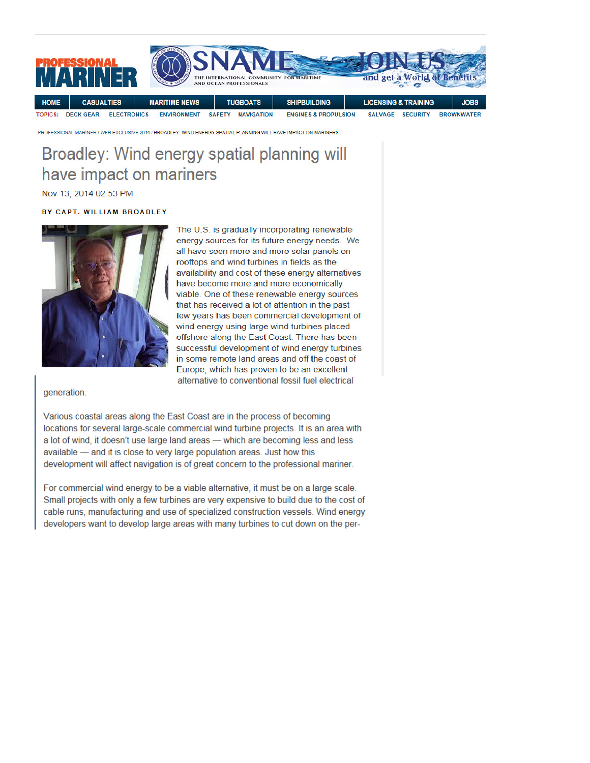PROFESSIONAL MARINER / WEB-EXCLUSIVE 2014 / BROADLEY: WIND ENERGY SPATIAL PLANNING WILL HAVE IMPACT ON MARINERS

# Broadley: Wind energy spatial planning will have impact on mariners

Nov 13, 2014 02:53 PM

**BY CAPT. WILLIAM BROADLEY**

The U.S. is gradually incorporating renewable energy sources for its future energy needs. We all have seen more and more solar panels on rooftops and wind turbines in fields as the availability and cost of these energy alternatives have become more and more economically viable. One of these renewable energy sources that has received a lot of attention in the past few years has been commercial development of wind energy using large wind turbines placed offshore along the East Coast. There has been successful development of wind energy turbines in some remote land areas and off the coast of Europe, which has proven to be an excellent alternative to conventional fossil fuel electrical generation.

Various coastal areas along the East Coast are in the process of becoming locations for several large-scale commercial wind turbine projects. It is an area with a lot of wind, it doesn't use large land areas — which are becoming less and less available — and it is close to very large population areas. Just how this development will affect navigation is of great concern to the professional mariner.

For commercial wind energy to be a viable alternative, it must be on a large scale. Small projects with only a few turbines are very expensive to build due to the cost of cable runs, manufacturing and use of specialized construction vessels. Wind energy developers want to develop large areas with many turbines to cut down on the per-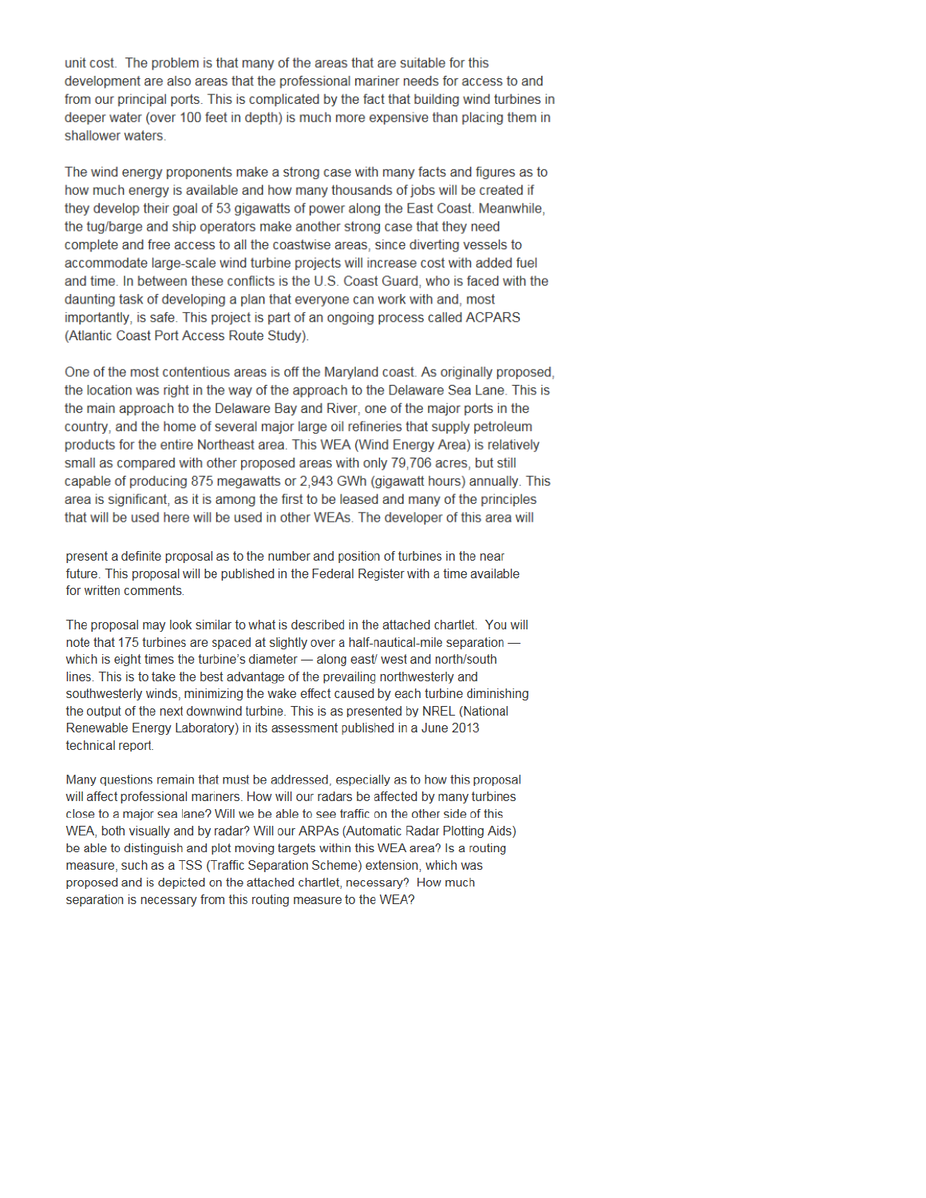unit cost. The problem is that many of the areas that are suitable for this development are also areas that the professional mariner needs for access to and from our principal ports. This is complicated by the fact that building wind turbines in deeper water (over 100 feet in depth) is much more expensive than placing them in shallower waters.

The wind energy proponents make a strong case with many facts and figures as to how much energy is available and how many thousands of jobs will be created if they develop their goal of 53 gigawatts of power along the East Coast. Meanwhile, the tug/barge and ship operators make another strong case that they need complete and free access to all the coastwise areas, since diverting vessels to accommodate large-scale wind turbine projects will increase cost with added fuel and time. In between these conflicts is the U.S. Coast Guard, who is faced with the daunting task of developing a plan that everyone can work with and, most importantly, is safe. This project is part of an ongoing process called ACPARS (Atlantic Coast Port Access Route Study).

One of the most contentious areas is off the Maryland coast. As originally proposed, the location was right in the way of the approach to the Delaware Sea Lane. This is the main approach to the Delaware Bay and River, one of the major ports in the country, and the home of several major large oil refineries that supply petroleum products for the entire Northeast area. This WEA (Wind Energy Area) is relatively small as compared with other proposed areas with only 79,706 acres, but still capable of producing 875 megawatts or 2,943 GWh (gigawatt hours) annually. This area is significant, as it is among the first to be leased and many of the principles that will be used here will be used in other WEAs. The developer of this area will present a definite proposal as to the number and position of turbines in the near future. This proposal will be published in the Federal Register with a time available for written comments.

The proposal may look similar to what is described in the attached chartlet. You will note that 175 turbines are spaced at slightly over a half-nautical-mile separation — which is eight times the turbine's diameter — along east/ west and north/south lines. This is to take the best advantage of the prevailing northwesterly and southwesterly winds, minimizing the wake effect caused by each turbine diminishing the output of the next downwind turbine. This is as presented by NREL (National Renewable Energy Laboratory) in its assessment published in a June 2013 technical report.

Many questions remain that must be addressed, especially as to how this proposal will affect professional mariners. How will our radars be affected by many turbines close to a major sea lane? Will we be able to see traffic on the other side of this WEA, both visually and by radar? Will our ARPAs (Automatic Radar Plotting Aids) be able to distinguish and plot moving targets within this WEA area? Is a routing measure, such as a TSS (Traffic Separation Scheme) extension, which was proposed and is depicted on the attached chartlet, necessary? How much separation is necessary from this routing measure to the WEA?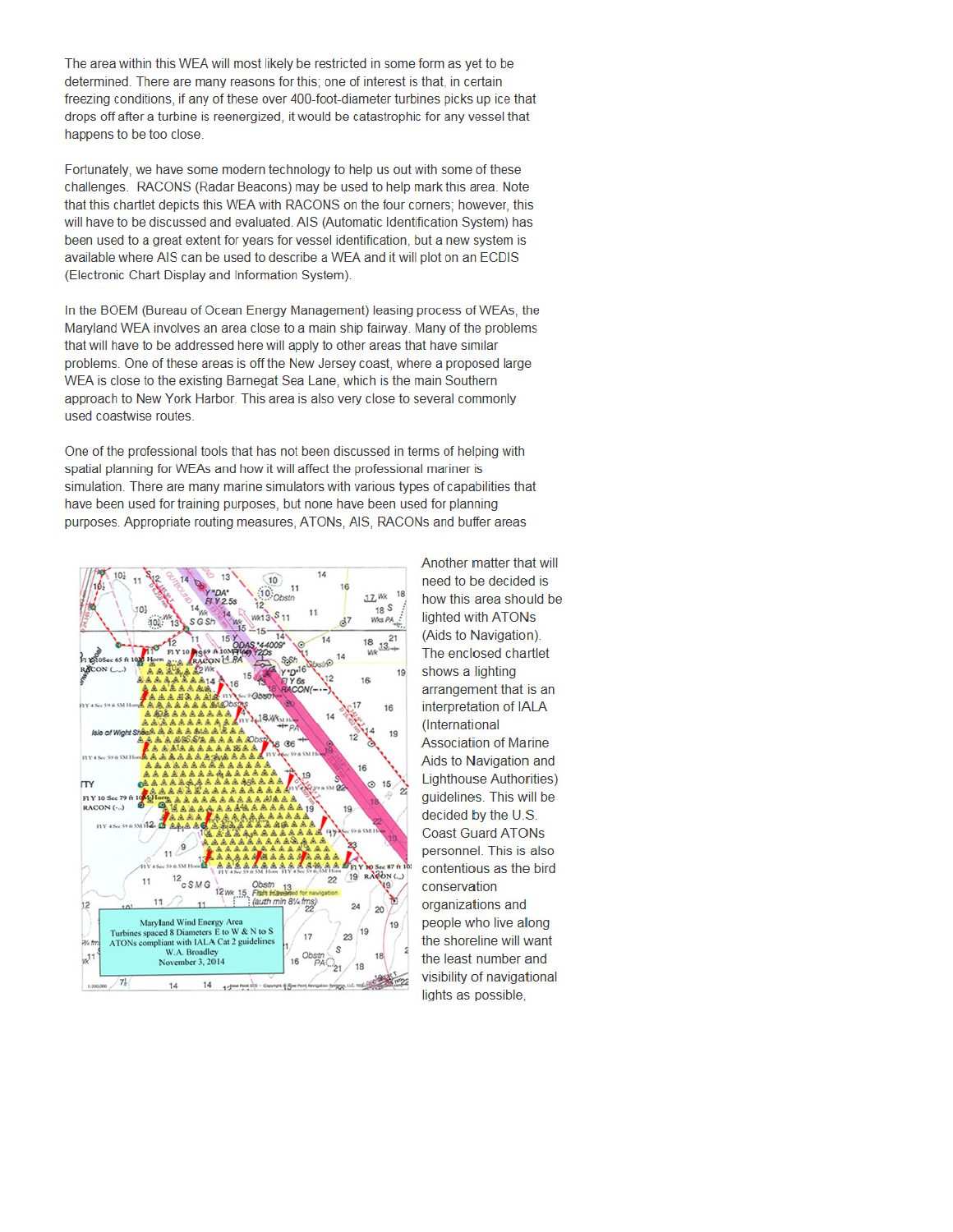The area within this WEA will most likely be restricted in some form as yet to be determined. There are many reasons for this; one of interest is that, in certain freezing conditions, if any of these over 400-foot-diameter turbines picks up ice that drops off after a turbine is reenergized, it would be catastrophic for any vessel that happens to be too close.

Fortunately, we have some modern technology to help us out with some of these challenges. RACONS (Radar Beacons) may be used to help mark this area. Note that this chartlet depicts this WEA with RACONS on the four corners; however, this will have to be discussed and evaluated. AIS (Automatic Identification System) has been used to a great extent for years for vessel identification, but a new system is available where AIS can be used to describe a WEA and it will plot on an ECDIS (Electronic Chart Display and Information System).

In the BOEM (Bureau of Ocean Energy Management) leasing process of WEAs, the Maryland WEA involves an area close to a main ship fairway. Many of the problems that will have to be addressed here will apply to other areas that have similar problems. One of these areas is off the New Jersey coast, where a proposed large WEA is close to the existing Barnegat Sea Lane, which is the main Southern approach to New York Harbor. This area is also very close to several commonly used coastwise routes.

One of the professional tools that has not been discussed in terms of helping with spatial planning for WEAs and how it will affect the professional mariner is simulation. There are many marine simulators with various types of capabilities that have been used for training purposes, but none have been used for planning purposes. Appropriate routing measures, ATONs, AIS, RACONs and buffer areas

Maryland Wind Energy Area
Turbines spaced 8 Diameters E to W & N to S
ATONs compliant with IALA Cat 2 guidelines
W.A. Broadley
November 3, 2014

Another matter that will need to be decided is how this area should be lighted with ATONs (Aids to Navigation). The enclosed chartlet shows a lighting arrangement that is an interpretation of IALA (International Association of Marine Aids to Navigation and Lighthouse Authorities) guidelines. This will be decided by the U.S. Coast Guard ATONs personnel. This is also contentious as the bird conservation organizations and people who live along the shoreline will want the least number and visibility of navigational lights as possible,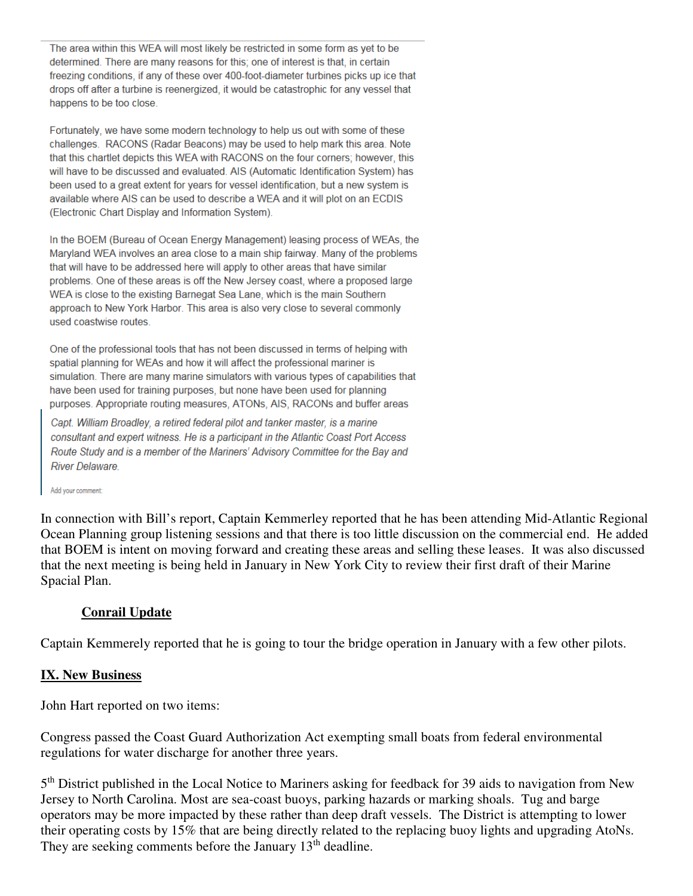The area within this WEA will most likely be restricted in some form as yet to be determined. There are many reasons for this; one of interest is that, in certain freezing conditions, if any of these over 400-foot-diameter turbines picks up ice that drops off after a turbine is reenergized, it would be catastrophic for any vessel that happens to be too close.

Fortunately, we have some modern technology to help us out with some of these challenges. RACONS (Radar Beacons) may be used to help mark this area. Note that this chartlet depicts this WEA with RACONS on the four corners; however, this will have to be discussed and evaluated. AIS (Automatic Identification System) has been used to a great extent for years for vessel identification, but a new system is available where AIS can be used to describe a WEA and it will plot on an ECDIS (Electronic Chart Display and Information System).

In the BOEM (Bureau of Ocean Energy Management) leasing process of WEAs, the Maryland WEA involves an area close to a main ship fairway. Many of the problems that will have to be addressed here will apply to other areas that have similar problems. One of these areas is off the New Jersey coast, where a proposed large WEA is close to the existing Barnegat Sea Lane, which is the main Southern approach to New York Harbor. This area is also very close to several commonly used coastwise routes.

One of the professional tools that has not been discussed in terms of helping with spatial planning for WEAs and how it will affect the professional mariner is simulation. There are many marine simulators with various types of capabilities that have been used for training purposes, but none have been used for planning purposes. Appropriate routing measures, ATONs, AIS, RACONs and buffer areas

*Capt. William Broadley, a retired federal pilot and tanker master, is a marine consultant and expert witness. He is a participant in the Atlantic Coast Port Access Route Study and is a member of the Mariners' Advisory Committee for the Bay and River Delaware.*

Add your comment:

In connection with Bill's report, Captain Kemmerley reported that he has been attending Mid-Atlantic Regional Ocean Planning group listening sessions and that there is too little discussion on the commercial end. He added that BOEM is intent on moving forward and creating these areas and selling these leases. It was also discussed that the next meeting is being held in January in New York City to review their first draft of their Marine Spacial Plan.

**Conrail Update**

Captain Kemmerely reported that he is going to tour the bridge operation in January with a few other pilots.

## IX. New Business

John Hart reported on two items:

Congress passed the Coast Guard Authorization Act exempting small boats from federal environmental regulations for water discharge for another three years.

5th District published in the Local Notice to Mariners asking for feedback for 39 aids to navigation from New Jersey to North Carolina. Most are sea-coast buoys, parking hazards or marking shoals. Tug and barge operators may be more impacted by these rather than deep draft vessels. The District is attempting to lower their operating costs by 15% that are being directly related to the replacing buoy lights and upgrading AtoNs. They are seeking comments before the January 13th deadline.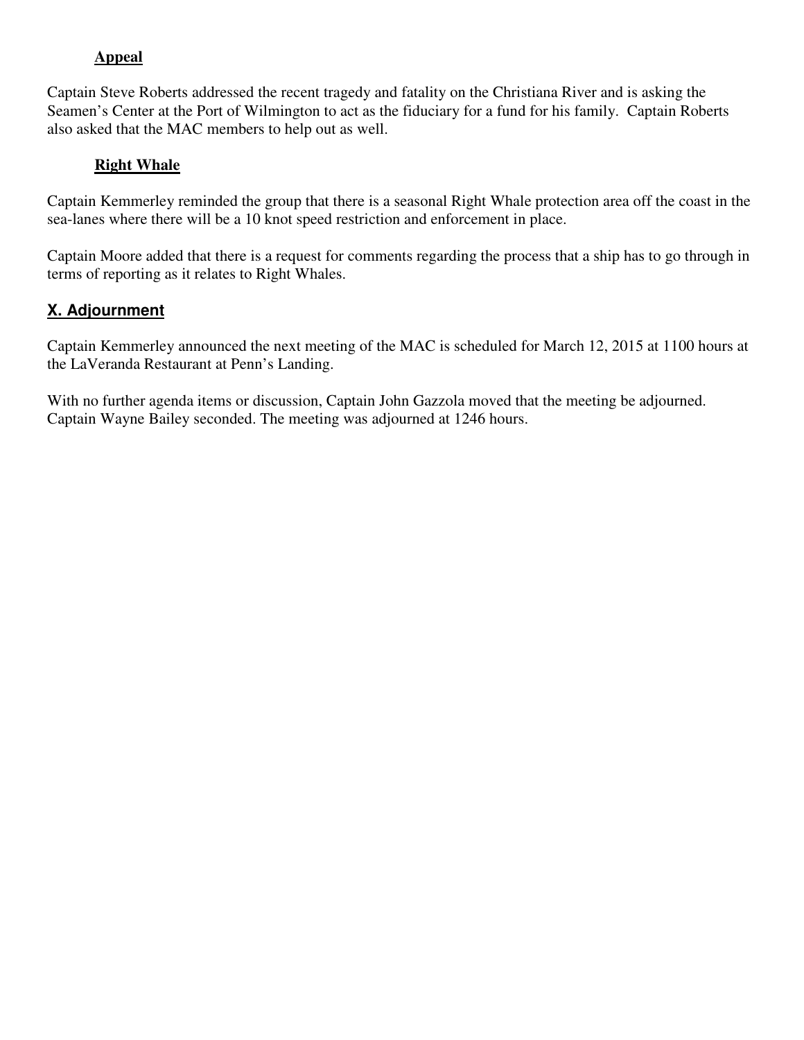### Appeal

Captain Steve Roberts addressed the recent tragedy and fatality on the Christiana River and is asking the Seamen's Center at the Port of Wilmington to act as the fiduciary for a fund for his family. Captain Roberts also asked that the MAC members to help out as well.

### Right Whale

Captain Kemmerley reminded the group that there is a seasonal Right Whale protection area off the coast in the sea-lanes where there will be a 10 knot speed restriction and enforcement in place.

Captain Moore added that there is a request for comments regarding the process that a ship has to go through in terms of reporting as it relates to Right Whales.

## X. Adjournment

Captain Kemmerley announced the next meeting of the MAC is scheduled for March 12, 2015 at 1100 hours at the LaVeranda Restaurant at Penn's Landing.

With no further agenda items or discussion, Captain John Gazzola moved that the meeting be adjourned. Captain Wayne Bailey seconded. The meeting was adjourned at 1246 hours.